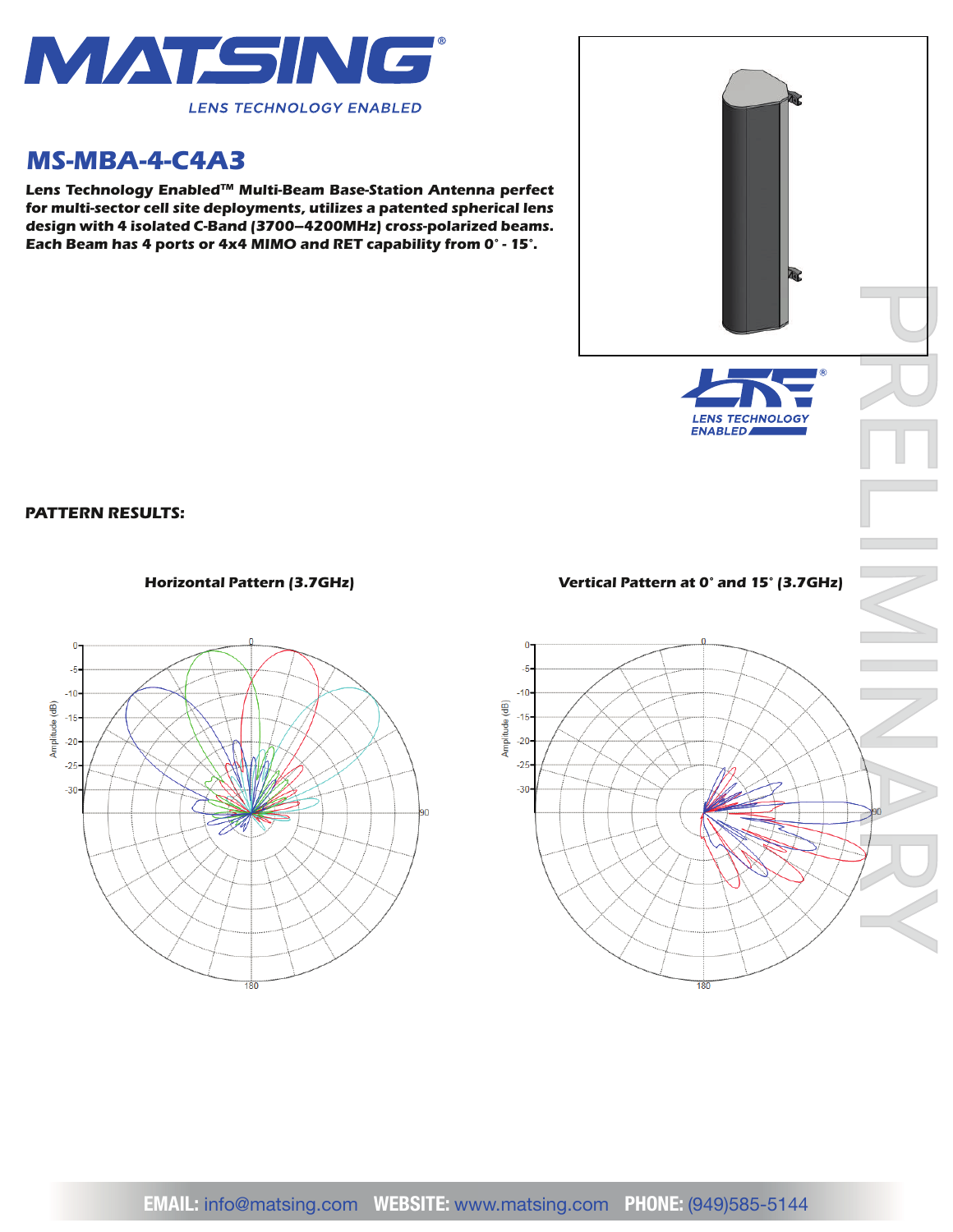# MS-MBA-4-C4A3

**Lens Technology Enabled™ Multi-Beam Base-Station Antenna perfect for multi-sector cell site deployments, utilizes a patented spherical lens design with 4 isolated C-Band (3700–4200MHz) cross-polarized beams. Each Beam has 4 ports or 4x4 MIMO and RET capability from 0° - 15°.**

PRELIMINARY

**PATTERN RESULTS:**

**Horizontal Pattern (3.7GHz)**

**Vertical Pattern at 0° and 15° (3.7GHz)**

**EMAIL:** info@matsing.com **WEBSITE:** www.matsing.com **PHONE:** (949)585-5144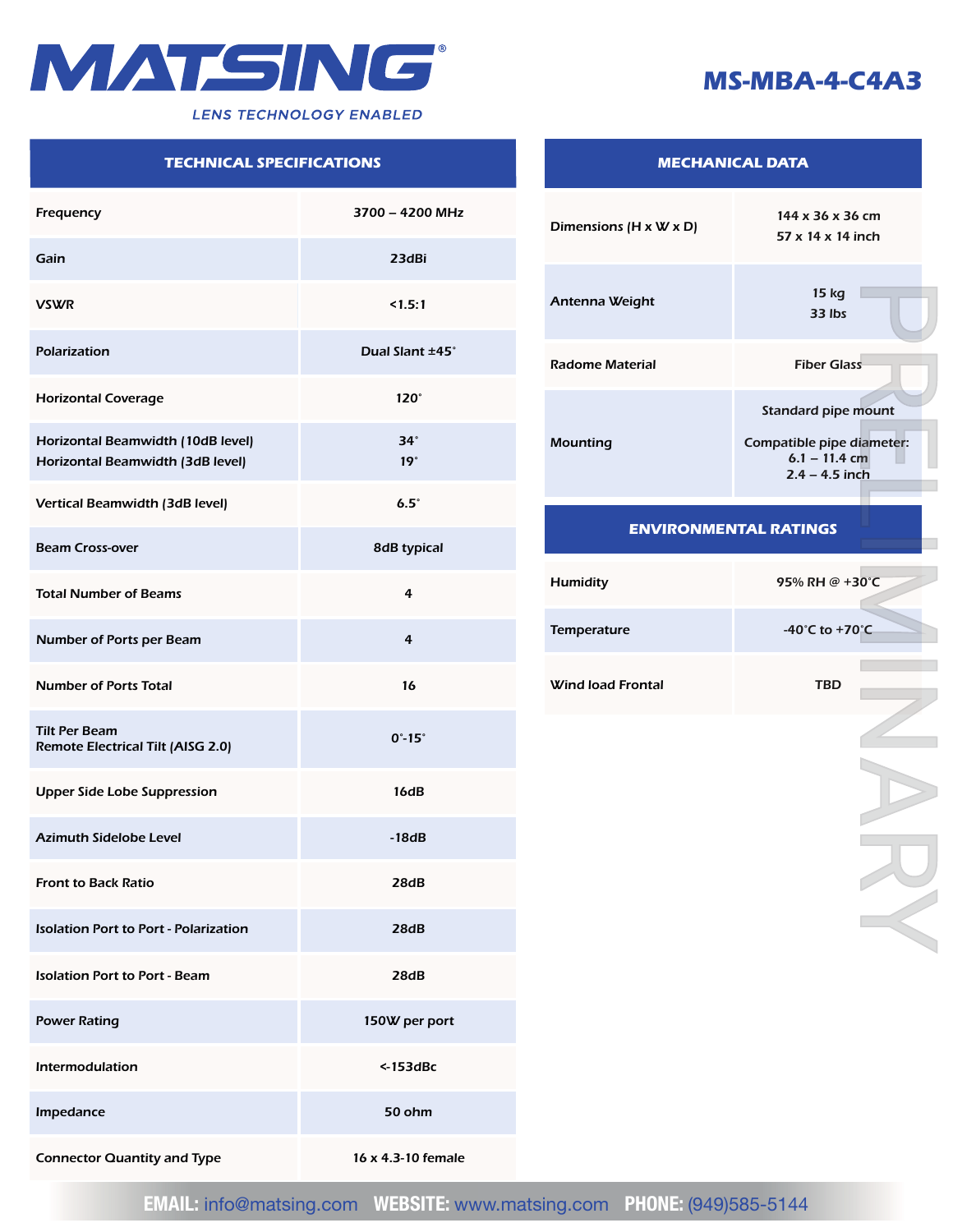# MATSING

LENS TECHNOLOGY ENABLED

## MS-MBA-4-C4A3

| TECHNICAL SPECIFICATIONS | |
|---|---|
| Frequency | 3700 – 4200 MHz |
| Gain | 23dBi |
| VSWR | <1.5:1 |
| Polarization | Dual Slant ±45° |
| Horizontal Coverage | 120° |
| Horizontal Beamwidth (10dB level)<br>Horizontal Beamwidth (3dB level) | 34°<br>19° |
| Vertical Beamwidth (3dB level) | 6.5° |
| Beam Cross-over | 8dB typical |
| Total Number of Beams | 4 |
| Number of Ports per Beam | 4 |
| Number of Ports Total | 16 |
| Tilt Per Beam<br>Remote Electrical Tilt (AISG 2.0) | 0°-15° |
| Upper Side Lobe Suppression | 16dB |
| Azimuth Sidelobe Level | -18dB |
| Front to Back Ratio | 28dB |
| Isolation Port to Port - Polarization | 28dB |
| Isolation Port to Port - Beam | 28dB |
| Power Rating | 150W per port |
| Intermodulation | <-153dBc |
| Impedance | 50 ohm |
| Connector Quantity and Type | 16 x 4.3-10 female |

| MECHANICAL DATA | |
|---|---|
| Dimensions (H x W x D) | 144 x 36 x 36 cm<br>57 x 14 x 14 inch |
| Antenna Weight | 15 kg<br>33 lbs |
| Radome Material | Fiber Glass |
| Mounting | Standard pipe mount<br><br>Compatible pipe diameter:<br>6.1 – 11.4 cm<br>2.4 – 4.5 inch |

| ENVIRONMENTAL RATINGS | |
|---|---|
| Humidity | 95% RH @ +30°C |
| Temperature | -40°C to +70°C |
| Wind load Frontal | TBD |

PRELIMINARY

**EMAIL:** info@matsing.com **WEBSITE:** www.matsing.com **PHONE:** (949)585-5144